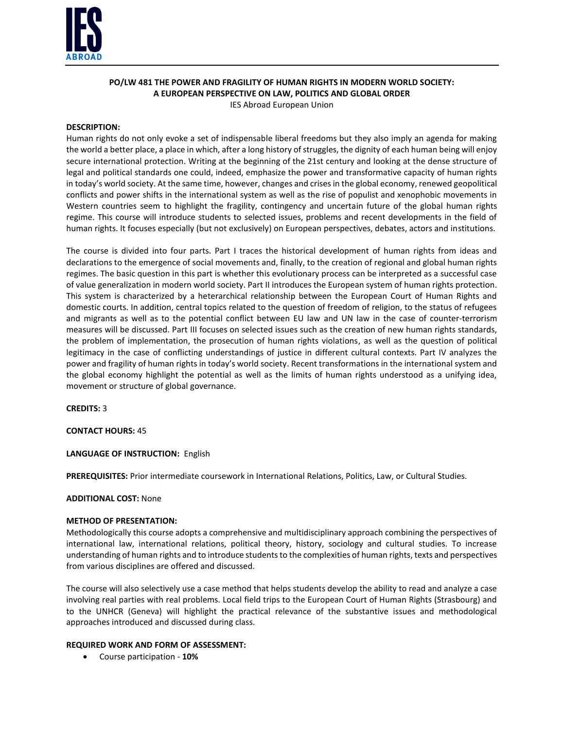**PO/LW 481 THE POWER AND FRAGILITY OF HUMAN RIGHTS IN MODERN WORLD SOCIETY: A EUROPEAN PERSPECTIVE ON LAW, POLITICS AND GLOBAL ORDER**

IES Abroad European Union

**DESCRIPTION:**

Human rights do not only evoke a set of indispensable liberal freedoms but they also imply an agenda for making the world a better place, a place in which, after a long history of struggles, the dignity of each human being will enjoy secure international protection. Writing at the beginning of the 21st century and looking at the dense structure of legal and political standards one could, indeed, emphasize the power and transformative capacity of human rights in today's world society. At the same time, however, changes and crises in the global economy, renewed geopolitical conflicts and power shifts in the international system as well as the rise of populist and xenophobic movements in Western countries seem to highlight the fragility, contingency and uncertain future of the global human rights regime. This course will introduce students to selected issues, problems and recent developments in the field of human rights. It focuses especially (but not exclusively) on European perspectives, debates, actors and institutions.

The course is divided into four parts. Part I traces the historical development of human rights from ideas and declarations to the emergence of social movements and, finally, to the creation of regional and global human rights regimes. The basic question in this part is whether this evolutionary process can be interpreted as a successful case of value generalization in modern world society. Part II introduces the European system of human rights protection. This system is characterized by a heterarchical relationship between the European Court of Human Rights and domestic courts. In addition, central topics related to the question of freedom of religion, to the status of refugees and migrants as well as to the potential conflict between EU law and UN law in the case of counter-terrorism measures will be discussed. Part III focuses on selected issues such as the creation of new human rights standards, the problem of implementation, the prosecution of human rights violations, as well as the question of political legitimacy in the case of conflicting understandings of justice in different cultural contexts. Part IV analyzes the power and fragility of human rights in today's world society. Recent transformations in the international system and the global economy highlight the potential as well as the limits of human rights understood as a unifying idea, movement or structure of global governance.

**CREDITS:** 3

**CONTACT HOURS:** 45

**LANGUAGE OF INSTRUCTION:** English

**PREREQUISITES:** Prior intermediate coursework in International Relations, Politics, Law, or Cultural Studies.

**ADDITIONAL COST:** None

**METHOD OF PRESENTATION:**

Methodologically this course adopts a comprehensive and multidisciplinary approach combining the perspectives of international law, international relations, political theory, history, sociology and cultural studies. To increase understanding of human rights and to introduce students to the complexities of human rights, texts and perspectives from various disciplines are offered and discussed.

The course will also selectively use a case method that helps students develop the ability to read and analyze a case involving real parties with real problems. Local field trips to the European Court of Human Rights (Strasbourg) and to the UNHCR (Geneva) will highlight the practical relevance of the substantive issues and methodological approaches introduced and discussed during class.

**REQUIRED WORK AND FORM OF ASSESSMENT:**

- Course participation - **10%**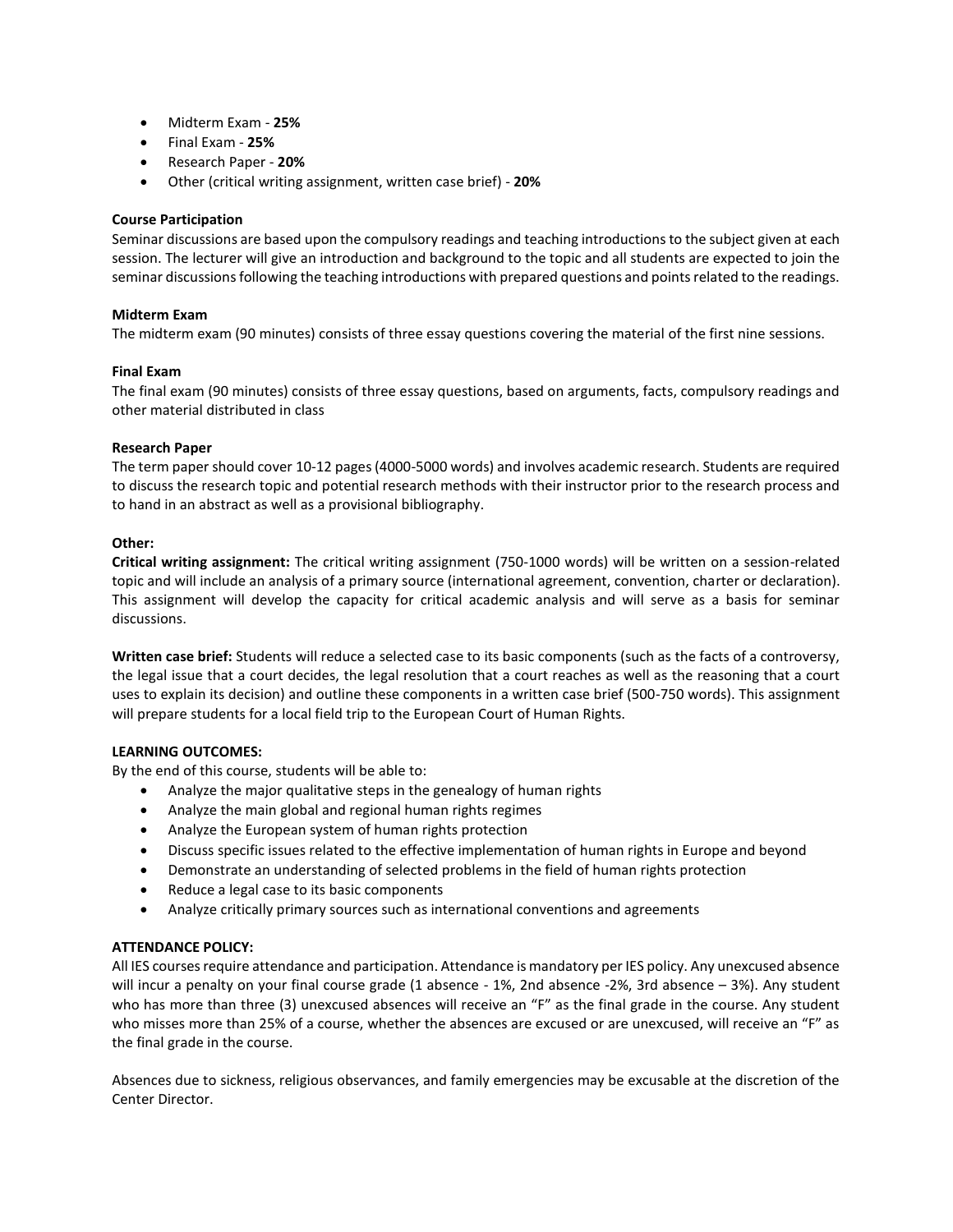- Midterm Exam - **25%**
- Final Exam - **25%**
- Research Paper - **20%**
- Other (critical writing assignment, written case brief) - **20%**

**Course Participation**

Seminar discussions are based upon the compulsory readings and teaching introductions to the subject given at each session. The lecturer will give an introduction and background to the topic and all students are expected to join the seminar discussions following the teaching introductions with prepared questions and points related to the readings.

**Midterm Exam**

The midterm exam (90 minutes) consists of three essay questions covering the material of the first nine sessions.

**Final Exam**

The final exam (90 minutes) consists of three essay questions, based on arguments, facts, compulsory readings and other material distributed in class

**Research Paper**

The term paper should cover 10-12 pages (4000-5000 words) and involves academic research. Students are required to discuss the research topic and potential research methods with their instructor prior to the research process and to hand in an abstract as well as a provisional bibliography.

**Other:**

**Critical writing assignment:** The critical writing assignment (750-1000 words) will be written on a session-related topic and will include an analysis of a primary source (international agreement, convention, charter or declaration). This assignment will develop the capacity for critical academic analysis and will serve as a basis for seminar discussions.

**Written case brief:** Students will reduce a selected case to its basic components (such as the facts of a controversy, the legal issue that a court decides, the legal resolution that a court reaches as well as the reasoning that a court uses to explain its decision) and outline these components in a written case brief (500-750 words). This assignment will prepare students for a local field trip to the European Court of Human Rights.

**LEARNING OUTCOMES:**

By the end of this course, students will be able to:

- Analyze the major qualitative steps in the genealogy of human rights
- Analyze the main global and regional human rights regimes
- Analyze the European system of human rights protection
- Discuss specific issues related to the effective implementation of human rights in Europe and beyond
- Demonstrate an understanding of selected problems in the field of human rights protection
- Reduce a legal case to its basic components
- Analyze critically primary sources such as international conventions and agreements

**ATTENDANCE POLICY:**

All IES courses require attendance and participation. Attendance is mandatory per IES policy. Any unexcused absence will incur a penalty on your final course grade (1 absence - 1%, 2nd absence -2%, 3rd absence – 3%). Any student who has more than three (3) unexcused absences will receive an "F" as the final grade in the course. Any student who misses more than 25% of a course, whether the absences are excused or are unexcused, will receive an "F" as the final grade in the course.

Absences due to sickness, religious observances, and family emergencies may be excusable at the discretion of the Center Director.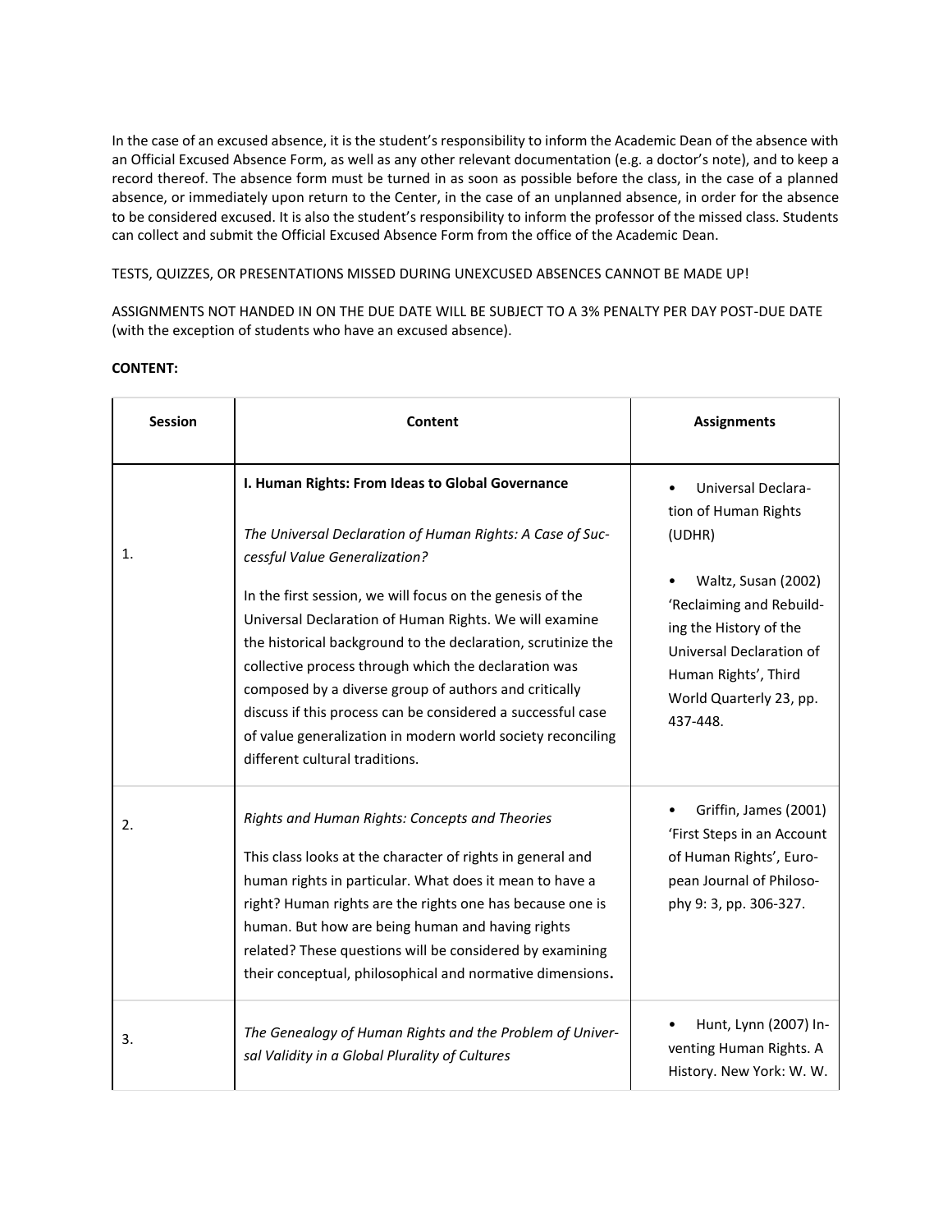In the case of an excused absence, it is the student's responsibility to inform the Academic Dean of the absence with an Official Excused Absence Form, as well as any other relevant documentation (e.g. a doctor's note), and to keep a record thereof. The absence form must be turned in as soon as possible before the class, in the case of a planned absence, or immediately upon return to the Center, in the case of an unplanned absence, in order for the absence to be considered excused. It is also the student's responsibility to inform the professor of the missed class. Students can collect and submit the Official Excused Absence Form from the office of the Academic Dean.

TESTS, QUIZZES, OR PRESENTATIONS MISSED DURING UNEXCUSED ABSENCES CANNOT BE MADE UP!

ASSIGNMENTS NOT HANDED IN ON THE DUE DATE WILL BE SUBJECT TO A 3% PENALTY PER DAY POST-DUE DATE (with the exception of students who have an excused absence).

**CONTENT:**

| Session | Content | Assignments |
| --- | --- | --- |
| 1. | **I. Human Rights: From Ideas to Global Governance**<br><br>*The Universal Declaration of Human Rights: A Case of Successful Value Generalization?*<br><br>In the first session, we will focus on the genesis of the Universal Declaration of Human Rights. We will examine the historical background to the declaration, scrutinize the collective process through which the declaration was composed by a diverse group of authors and critically discuss if this process can be considered a successful case of value generalization in modern world society reconciling different cultural traditions. | • Universal Declaration of Human Rights (UDHR)<br><br>• Waltz, Susan (2002) 'Reclaiming and Rebuilding the History of the Universal Declaration of Human Rights', Third World Quarterly 23, pp. 437-448. |
| 2. | *Rights and Human Rights: Concepts and Theories*<br><br>This class looks at the character of rights in general and human rights in particular. What does it mean to have a right? Human rights are the rights one has because one is human. But how are being human and having rights related? These questions will be considered by examining their conceptual, philosophical and normative dimensions. | • Griffin, James (2001) 'First Steps in an Account of Human Rights', European Journal of Philosophy 9: 3, pp. 306-327. |
| 3. | *The Genealogy of Human Rights and the Problem of Universal Validity in a Global Plurality of Cultures* | • Hunt, Lynn (2007) Inventing Human Rights. A History. New York: W. W. |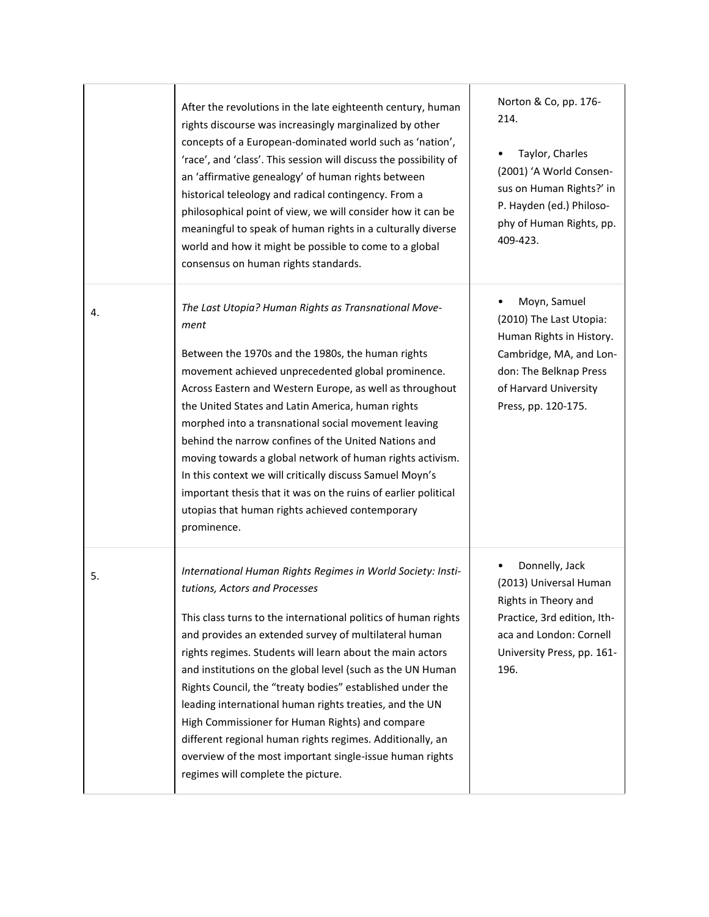| | | |
|---|---|---|
| | After the revolutions in the late eighteenth century, human rights discourse was increasingly marginalized by other concepts of a European-dominated world such as 'nation', 'race', and 'class'. This session will discuss the possibility of an 'affirmative genealogy' of human rights between historical teleology and radical contingency. From a philosophical point of view, we will consider how it can be meaningful to speak of human rights in a culturally diverse world and how it might be possible to come to a global consensus on human rights standards. | Norton & Co, pp. 176-214.<br><br>• Taylor, Charles (2001) 'A World Consensus on Human Rights?' in P. Hayden (ed.) Philosophy of Human Rights, pp. 409-423. |
| 4. | *The Last Utopia? Human Rights as Transnational Movement*<br><br>Between the 1970s and the 1980s, the human rights movement achieved unprecedented global prominence. Across Eastern and Western Europe, as well as throughout the United States and Latin America, human rights morphed into a transnational social movement leaving behind the narrow confines of the United Nations and moving towards a global network of human rights activism. In this context we will critically discuss Samuel Moyn's important thesis that it was on the ruins of earlier political utopias that human rights achieved contemporary prominence. | • Moyn, Samuel (2010) The Last Utopia: Human Rights in History. Cambridge, MA, and London: The Belknap Press of Harvard University Press, pp. 120-175. |
| 5. | *International Human Rights Regimes in World Society: Institutions, Actors and Processes*<br><br>This class turns to the international politics of human rights and provides an extended survey of multilateral human rights regimes. Students will learn about the main actors and institutions on the global level (such as the UN Human Rights Council, the "treaty bodies" established under the leading international human rights treaties, and the UN High Commissioner for Human Rights) and compare different regional human rights regimes. Additionally, an overview of the most important single-issue human rights regimes will complete the picture. | • Donnelly, Jack (2013) Universal Human Rights in Theory and Practice, 3rd edition, Ithaca and London: Cornell University Press, pp. 161-196. |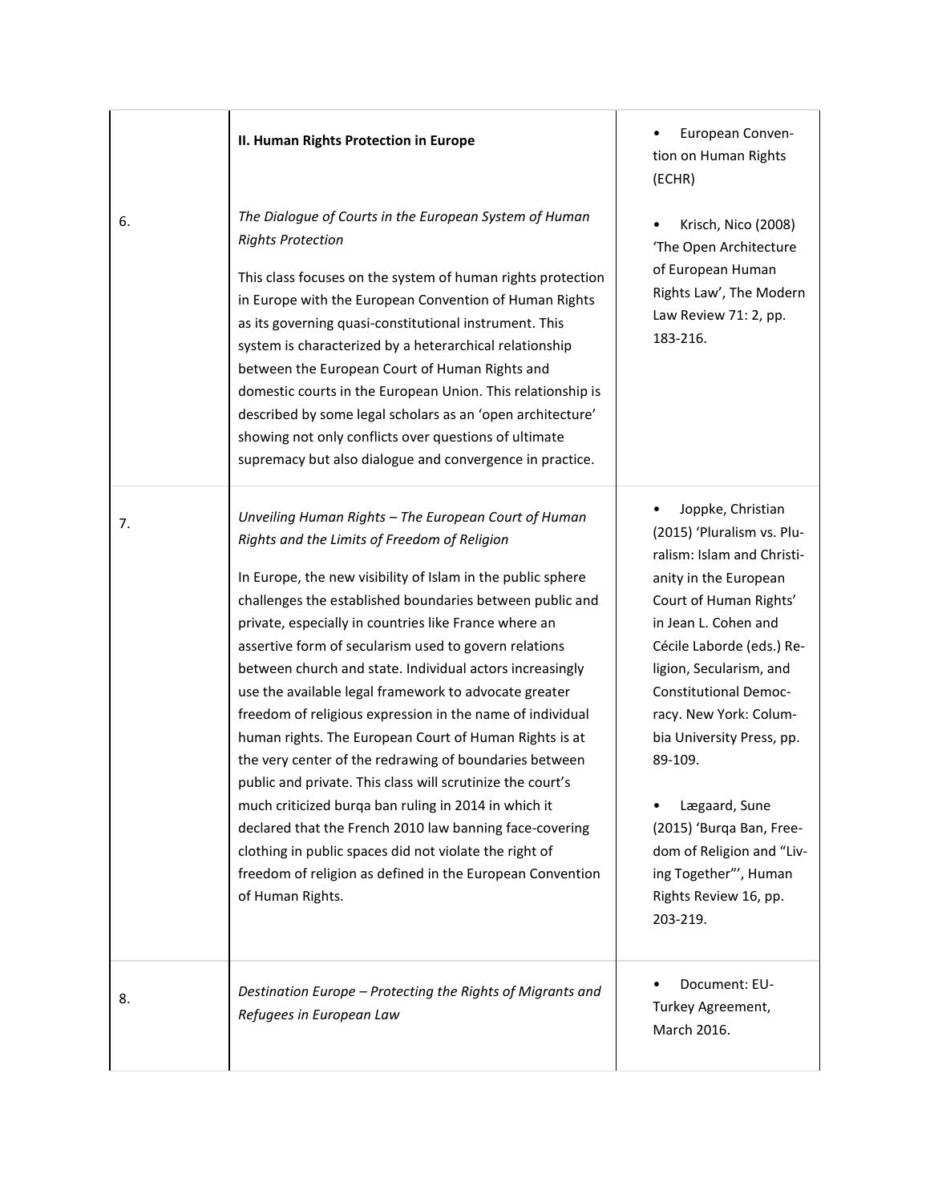| | | |
|---|---|---|
| | **II. Human Rights Protection in Europe** | • European Convention on Human Rights (ECHR) |
| 6. | *The Dialogue of Courts in the European System of Human Rights Protection*<br><br>This class focuses on the system of human rights protection in Europe with the European Convention of Human Rights as its governing quasi-constitutional instrument. This system is characterized by a heterarchical relationship between the European Court of Human Rights and domestic courts in the European Union. This relationship is described by some legal scholars as an 'open architecture' showing not only conflicts over questions of ultimate supremacy but also dialogue and convergence in practice. | • Krisch, Nico (2008) 'The Open Architecture of European Human Rights Law', The Modern Law Review 71: 2, pp. 183-216. |
| 7. | *Unveiling Human Rights – The European Court of Human Rights and the Limits of Freedom of Religion*<br><br>In Europe, the new visibility of Islam in the public sphere challenges the established boundaries between public and private, especially in countries like France where an assertive form of secularism used to govern relations between church and state. Individual actors increasingly use the available legal framework to advocate greater freedom of religious expression in the name of individual human rights. The European Court of Human Rights is at the very center of the redrawing of boundaries between public and private. This class will scrutinize the court's much criticized burqa ban ruling in 2014 in which it declared that the French 2010 law banning face-covering clothing in public spaces did not violate the right of freedom of religion as defined in the European Convention of Human Rights. | • Joppke, Christian (2015) 'Pluralism vs. Pluralism: Islam and Christianity in the European Court of Human Rights' in Jean L. Cohen and Cécile Laborde (eds.) Religion, Secularism, and Constitutional Democracy. New York: Columbia University Press, pp. 89-109.<br><br>• Lægaard, Sune (2015) 'Burqa Ban, Freedom of Religion and "Living Together"', Human Rights Review 16, pp. 203-219. |
| 8. | *Destination Europe – Protecting the Rights of Migrants and Refugees in European Law* | • Document: EU-Turkey Agreement, March 2016. |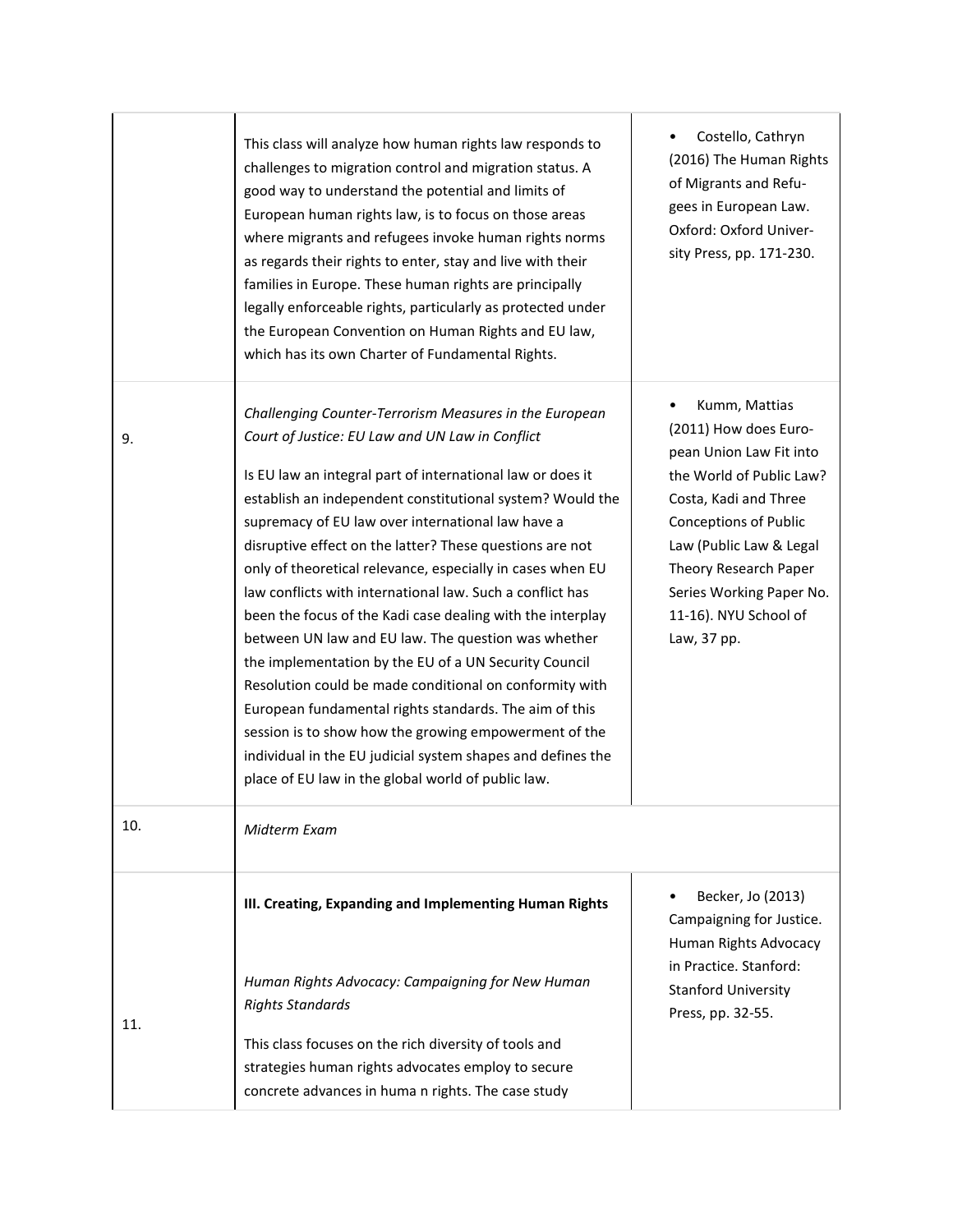| | | |
|---|---|---|
| | This class will analyze how human rights law responds to challenges to migration control and migration status. A good way to understand the potential and limits of European human rights law, is to focus on those areas where migrants and refugees invoke human rights norms as regards their rights to enter, stay and live with their families in Europe. These human rights are principally legally enforceable rights, particularly as protected under the European Convention on Human Rights and EU law, which has its own Charter of Fundamental Rights. | • Costello, Cathryn (2016) The Human Rights of Migrants and Refugees in European Law. Oxford: Oxford University Press, pp. 171-230. |
| 9. | *Challenging Counter-Terrorism Measures in the European Court of Justice: EU Law and UN Law in Conflict*<br><br>Is EU law an integral part of international law or does it establish an independent constitutional system? Would the supremacy of EU law over international law have a disruptive effect on the latter? These questions are not only of theoretical relevance, especially in cases when EU law conflicts with international law. Such a conflict has been the focus of the Kadi case dealing with the interplay between UN law and EU law. The question was whether the implementation by the EU of a UN Security Council Resolution could be made conditional on conformity with European fundamental rights standards. The aim of this session is to show how the growing empowerment of the individual in the EU judicial system shapes and defines the place of EU law in the global world of public law. | • Kumm, Mattias (2011) How does European Union Law Fit into the World of Public Law? Costa, Kadi and Three Conceptions of Public Law (Public Law & Legal Theory Research Paper Series Working Paper No. 11-16). NYU School of Law, 37 pp. |
| 10. | *Midterm Exam* | |
| 11. | **III. Creating, Expanding and Implementing Human Rights**<br><br>*Human Rights Advocacy: Campaigning for New Human Rights Standards*<br><br>This class focuses on the rich diversity of tools and strategies human rights advocates employ to secure concrete advances in huma n rights. The case study | • Becker, Jo (2013) Campaigning for Justice. Human Rights Advocacy in Practice. Stanford: Stanford University Press, pp. 32-55. |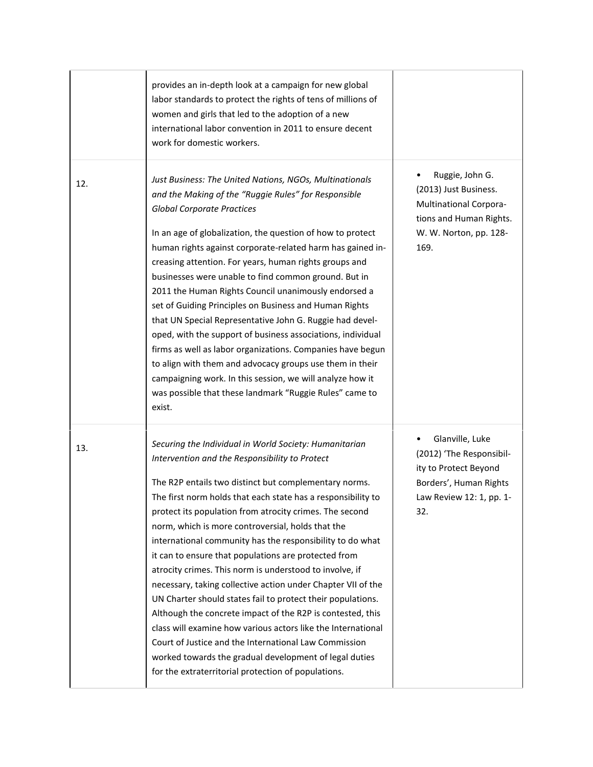| | | |
|---|---|---|
| | provides an in-depth look at a campaign for new global labor standards to protect the rights of tens of millions of women and girls that led to the adoption of a new international labor convention in 2011 to ensure decent work for domestic workers. | |
| 12. | *Just Business: The United Nations, NGOs, Multinationals and the Making of the "Ruggie Rules" for Responsible Global Corporate Practices*<br><br>In an age of globalization, the question of how to protect human rights against corporate-related harm has gained increasing attention. For years, human rights groups and businesses were unable to find common ground. But in 2011 the Human Rights Council unanimously endorsed a set of Guiding Principles on Business and Human Rights that UN Special Representative John G. Ruggie had developed, with the support of business associations, individual firms as well as labor organizations. Companies have begun to align with them and advocacy groups use them in their campaigning work. In this session, we will analyze how it was possible that these landmark "Ruggie Rules" came to exist. | • Ruggie, John G. (2013) Just Business. Multinational Corporations and Human Rights. W. W. Norton, pp. 128-169. |
| 13. | *Securing the Individual in World Society: Humanitarian Intervention and the Responsibility to Protect*<br><br>The R2P entails two distinct but complementary norms. The first norm holds that each state has a responsibility to protect its population from atrocity crimes. The second norm, which is more controversial, holds that the international community has the responsibility to do what it can to ensure that populations are protected from atrocity crimes. This norm is understood to involve, if necessary, taking collective action under Chapter VII of the UN Charter should states fail to protect their populations. Although the concrete impact of the R2P is contested, this class will examine how various actors like the International Court of Justice and the International Law Commission worked towards the gradual development of legal duties for the extraterritorial protection of populations. | • Glanville, Luke (2012) 'The Responsibility to Protect Beyond Borders', Human Rights Law Review 12: 1, pp. 1-32. |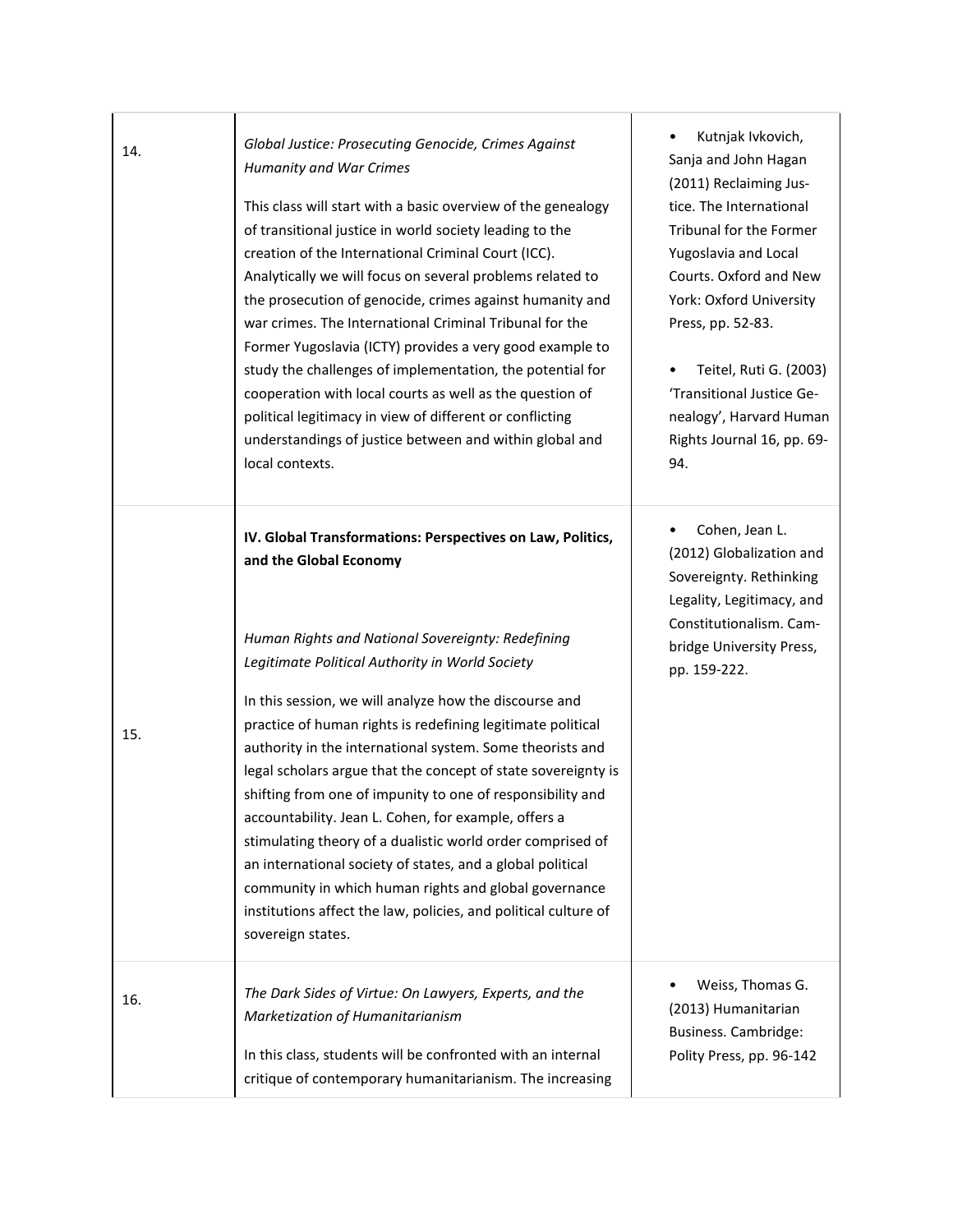| | | |
|---|---|---|
| 14. | *Global Justice: Prosecuting Genocide, Crimes Against Humanity and War Crimes*<br><br>This class will start with a basic overview of the genealogy of transitional justice in world society leading to the creation of the International Criminal Court (ICC). Analytically we will focus on several problems related to the prosecution of genocide, crimes against humanity and war crimes. The International Criminal Tribunal for the Former Yugoslavia (ICTY) provides a very good example to study the challenges of implementation, the potential for cooperation with local courts as well as the question of political legitimacy in view of different or conflicting understandings of justice between and within global and local contexts. | • Kutnjak Ivkovich, Sanja and John Hagan (2011) Reclaiming Justice. The International Tribunal for the Former Yugoslavia and Local Courts. Oxford and New York: Oxford University Press, pp. 52-83.<br><br>• Teitel, Ruti G. (2003) 'Transitional Justice Genealogy', Harvard Human Rights Journal 16, pp. 69-94. |
| 15. | **IV. Global Transformations: Perspectives on Law, Politics, and the Global Economy**<br><br>*Human Rights and National Sovereignty: Redefining Legitimate Political Authority in World Society*<br><br>In this session, we will analyze how the discourse and practice of human rights is redefining legitimate political authority in the international system. Some theorists and legal scholars argue that the concept of state sovereignty is shifting from one of impunity to one of responsibility and accountability. Jean L. Cohen, for example, offers a stimulating theory of a dualistic world order comprised of an international society of states, and a global political community in which human rights and global governance institutions affect the law, policies, and political culture of sovereign states. | • Cohen, Jean L. (2012) Globalization and Sovereignty. Rethinking Legality, Legitimacy, and Constitutionalism. Cambridge University Press, pp. 159-222. |
| 16. | *The Dark Sides of Virtue: On Lawyers, Experts, and the Marketization of Humanitarianism*<br><br>In this class, students will be confronted with an internal critique of contemporary humanitarianism. The increasing | • Weiss, Thomas G. (2013) Humanitarian Business. Cambridge: Polity Press, pp. 96-142 |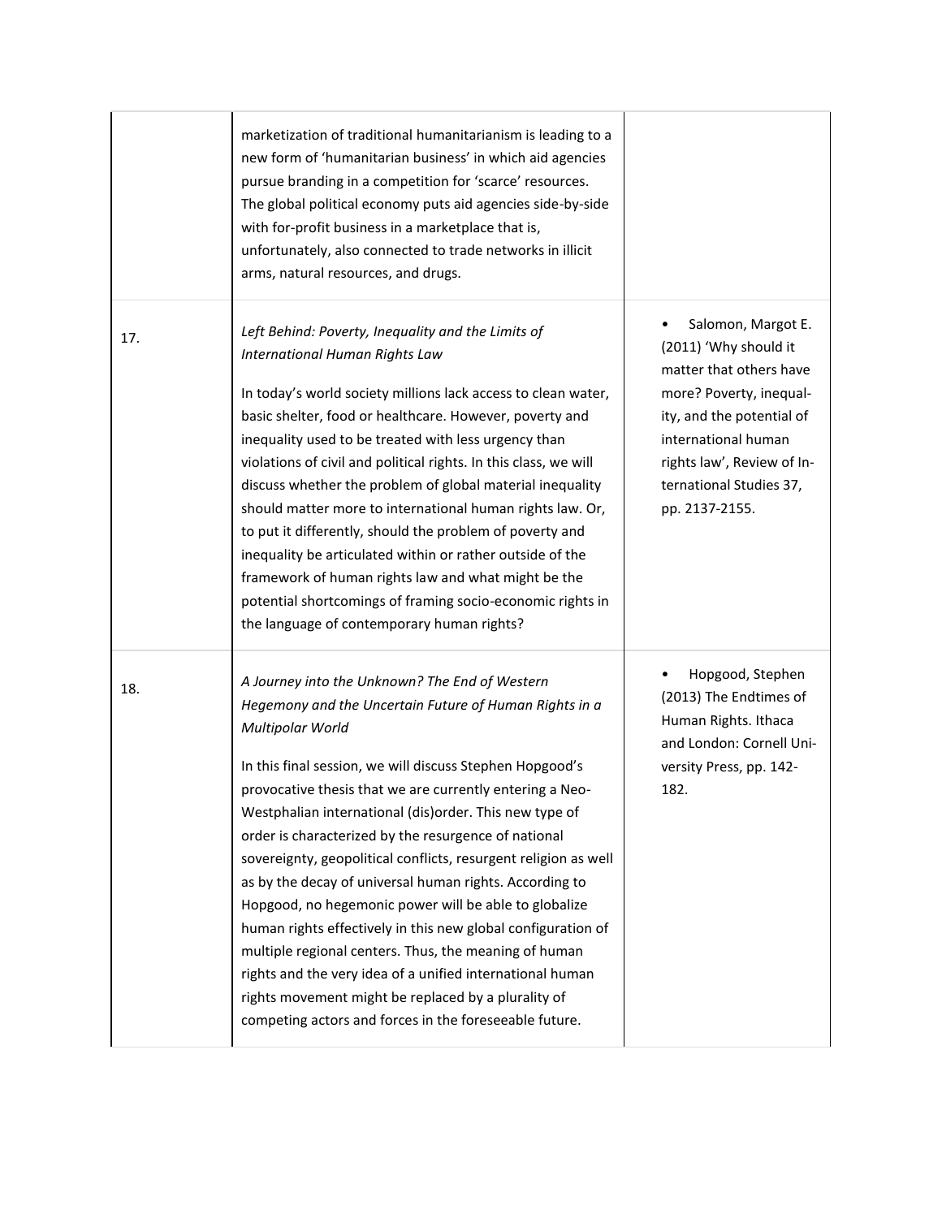| | | |
|---|---|---|
| | marketization of traditional humanitarianism is leading to a new form of 'humanitarian business' in which aid agencies pursue branding in a competition for 'scarce' resources. The global political economy puts aid agencies side-by-side with for-profit business in a marketplace that is, unfortunately, also connected to trade networks in illicit arms, natural resources, and drugs. | |
| 17. | *Left Behind: Poverty, Inequality and the Limits of International Human Rights Law*<br><br>In today's world society millions lack access to clean water, basic shelter, food or healthcare. However, poverty and inequality used to be treated with less urgency than violations of civil and political rights. In this class, we will discuss whether the problem of global material inequality should matter more to international human rights law. Or, to put it differently, should the problem of poverty and inequality be articulated within or rather outside of the framework of human rights law and what might be the potential shortcomings of framing socio-economic rights in the language of contemporary human rights? | • Salomon, Margot E. (2011) 'Why should it matter that others have more? Poverty, inequality, and the potential of international human rights law', Review of International Studies 37, pp. 2137-2155. |
| 18. | *A Journey into the Unknown? The End of Western Hegemony and the Uncertain Future of Human Rights in a Multipolar World*<br><br>In this final session, we will discuss Stephen Hopgood's provocative thesis that we are currently entering a Neo-Westphalian international (dis)order. This new type of order is characterized by the resurgence of national sovereignty, geopolitical conflicts, resurgent religion as well as by the decay of universal human rights. According to Hopgood, no hegemonic power will be able to globalize human rights effectively in this new global configuration of multiple regional centers. Thus, the meaning of human rights and the very idea of a unified international human rights movement might be replaced by a plurality of competing actors and forces in the foreseeable future. | • Hopgood, Stephen (2013) The Endtimes of Human Rights. Ithaca and London: Cornell University Press, pp. 142-182. |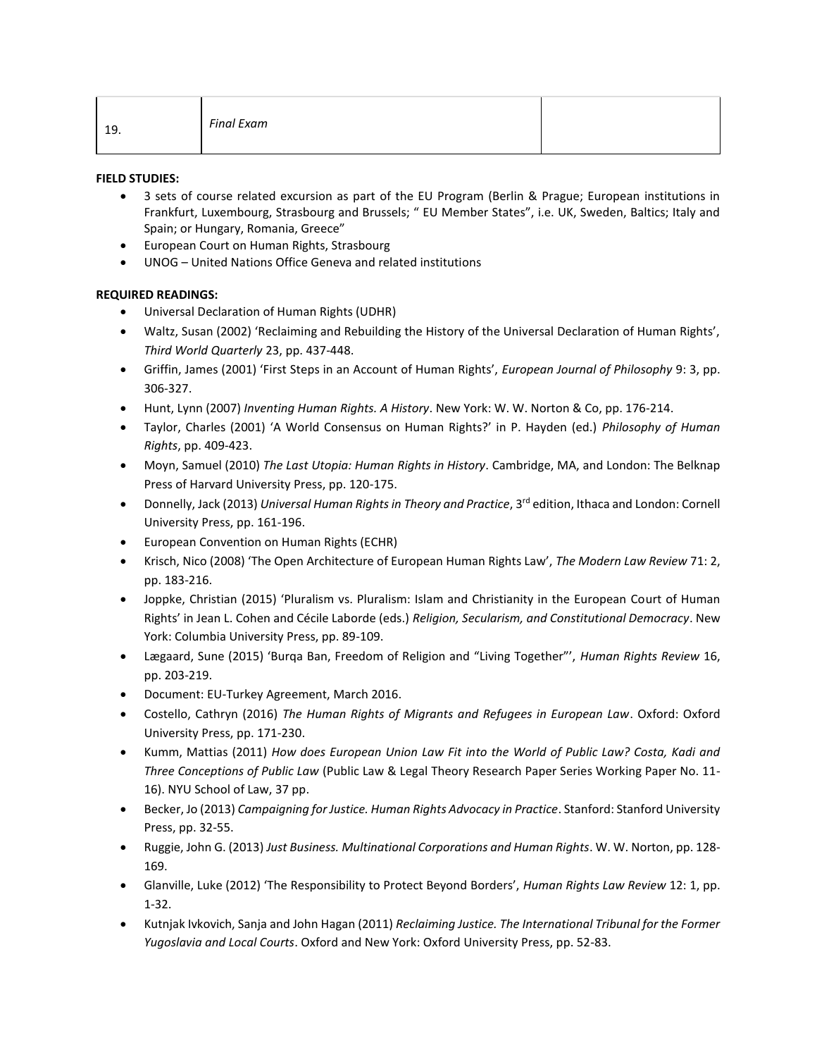| | | |
|---|---|---|
| 19. | *Final Exam* | |

**FIELD STUDIES:**

- 3 sets of course related excursion as part of the EU Program (Berlin & Prague; European institutions in Frankfurt, Luxembourg, Strasbourg and Brussels; " EU Member States", i.e. UK, Sweden, Baltics; Italy and Spain; or Hungary, Romania, Greece"
- European Court on Human Rights, Strasbourg
- UNOG – United Nations Office Geneva and related institutions

**REQUIRED READINGS:**

- Universal Declaration of Human Rights (UDHR)
- Waltz, Susan (2002) 'Reclaiming and Rebuilding the History of the Universal Declaration of Human Rights', *Third World Quarterly* 23, pp. 437-448.
- Griffin, James (2001) 'First Steps in an Account of Human Rights', *European Journal of Philosophy* 9: 3, pp. 306-327.
- Hunt, Lynn (2007) *Inventing Human Rights. A History*. New York: W. W. Norton & Co, pp. 176-214.
- Taylor, Charles (2001) 'A World Consensus on Human Rights?' in P. Hayden (ed.) *Philosophy of Human Rights*, pp. 409-423.
- Moyn, Samuel (2010) *The Last Utopia: Human Rights in History*. Cambridge, MA, and London: The Belknap Press of Harvard University Press, pp. 120-175.
- Donnelly, Jack (2013) *Universal Human Rights in Theory and Practice*, 3rd edition, Ithaca and London: Cornell University Press, pp. 161-196.
- European Convention on Human Rights (ECHR)
- Krisch, Nico (2008) 'The Open Architecture of European Human Rights Law', *The Modern Law Review* 71: 2, pp. 183-216.
- Joppke, Christian (2015) 'Pluralism vs. Pluralism: Islam and Christianity in the European Court of Human Rights' in Jean L. Cohen and Cécile Laborde (eds.) *Religion, Secularism, and Constitutional Democracy*. New York: Columbia University Press, pp. 89-109.
- Lægaard, Sune (2015) 'Burqa Ban, Freedom of Religion and "Living Together"', *Human Rights Review* 16, pp. 203-219.
- Document: EU-Turkey Agreement, March 2016.
- Costello, Cathryn (2016) *The Human Rights of Migrants and Refugees in European Law*. Oxford: Oxford University Press, pp. 171-230.
- Kumm, Mattias (2011) *How does European Union Law Fit into the World of Public Law? Costa, Kadi and Three Conceptions of Public Law* (Public Law & Legal Theory Research Paper Series Working Paper No. 11-16). NYU School of Law, 37 pp.
- Becker, Jo (2013) *Campaigning for Justice. Human Rights Advocacy in Practice*. Stanford: Stanford University Press, pp. 32-55.
- Ruggie, John G. (2013) *Just Business. Multinational Corporations and Human Rights*. W. W. Norton, pp. 128-169.
- Glanville, Luke (2012) 'The Responsibility to Protect Beyond Borders', *Human Rights Law Review* 12: 1, pp. 1-32.
- Kutnjak Ivkovich, Sanja and John Hagan (2011) *Reclaiming Justice. The International Tribunal for the Former Yugoslavia and Local Courts*. Oxford and New York: Oxford University Press, pp. 52-83.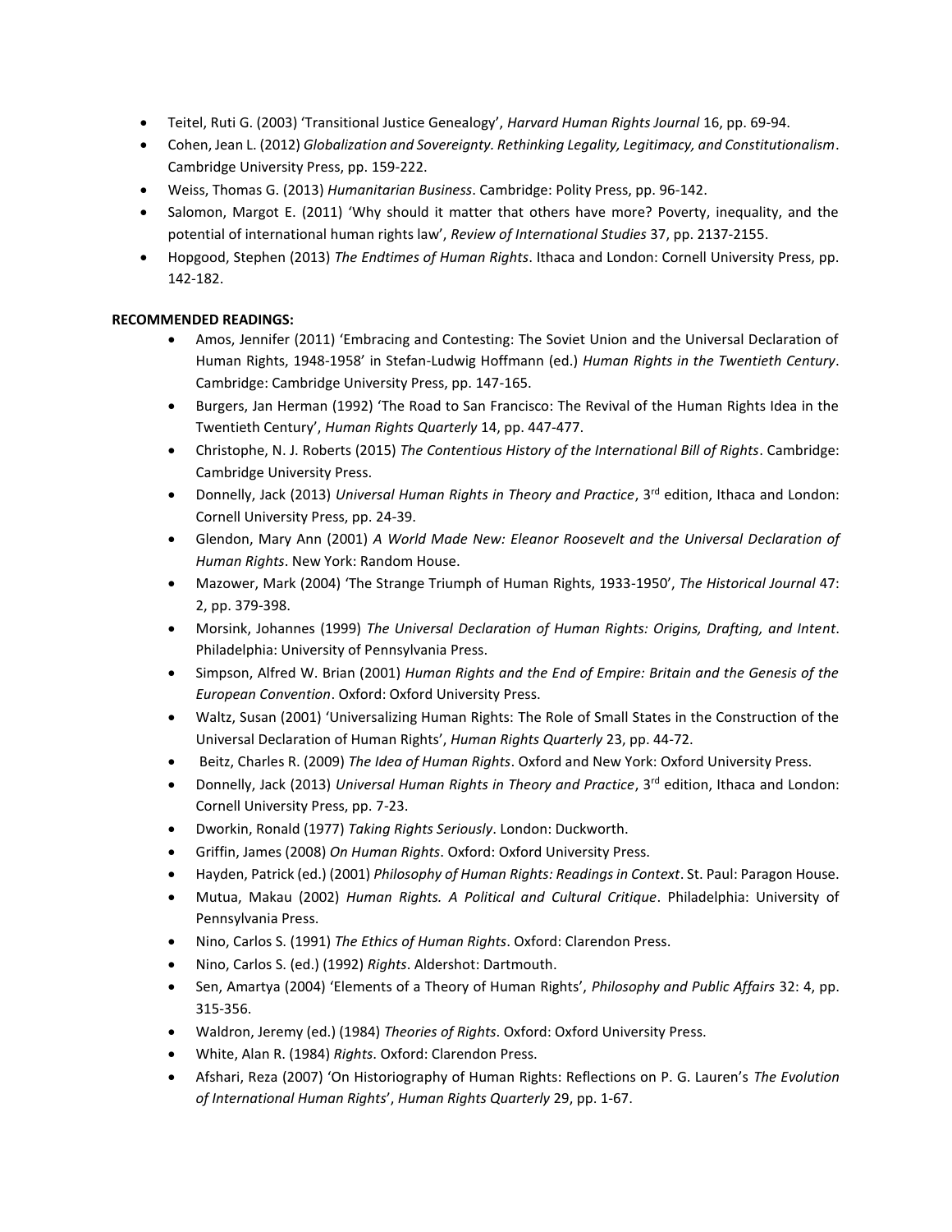- Teitel, Ruti G. (2003) 'Transitional Justice Genealogy', *Harvard Human Rights Journal* 16, pp. 69-94.
- Cohen, Jean L. (2012) *Globalization and Sovereignty. Rethinking Legality, Legitimacy, and Constitutionalism*. Cambridge University Press, pp. 159-222.
- Weiss, Thomas G. (2013) *Humanitarian Business*. Cambridge: Polity Press, pp. 96-142.
- Salomon, Margot E. (2011) 'Why should it matter that others have more? Poverty, inequality, and the potential of international human rights law', *Review of International Studies* 37, pp. 2137-2155.
- Hopgood, Stephen (2013) *The Endtimes of Human Rights*. Ithaca and London: Cornell University Press, pp. 142-182.

**RECOMMENDED READINGS:**

- Amos, Jennifer (2011) 'Embracing and Contesting: The Soviet Union and the Universal Declaration of Human Rights, 1948-1958' in Stefan-Ludwig Hoffmann (ed.) *Human Rights in the Twentieth Century*. Cambridge: Cambridge University Press, pp. 147-165.
- Burgers, Jan Herman (1992) 'The Road to San Francisco: The Revival of the Human Rights Idea in the Twentieth Century', *Human Rights Quarterly* 14, pp. 447-477.
- Christophe, N. J. Roberts (2015) *The Contentious History of the International Bill of Rights*. Cambridge: Cambridge University Press.
- Donnelly, Jack (2013) *Universal Human Rights in Theory and Practice*, 3rd edition, Ithaca and London: Cornell University Press, pp. 24-39.
- Glendon, Mary Ann (2001) *A World Made New: Eleanor Roosevelt and the Universal Declaration of Human Rights*. New York: Random House.
- Mazower, Mark (2004) 'The Strange Triumph of Human Rights, 1933-1950', *The Historical Journal* 47: 2, pp. 379-398.
- Morsink, Johannes (1999) *The Universal Declaration of Human Rights: Origins, Drafting, and Intent*. Philadelphia: University of Pennsylvania Press.
- Simpson, Alfred W. Brian (2001) *Human Rights and the End of Empire: Britain and the Genesis of the European Convention*. Oxford: Oxford University Press.
- Waltz, Susan (2001) 'Universalizing Human Rights: The Role of Small States in the Construction of the Universal Declaration of Human Rights', *Human Rights Quarterly* 23, pp. 44-72.
- Beitz, Charles R. (2009) *The Idea of Human Rights*. Oxford and New York: Oxford University Press.
- Donnelly, Jack (2013) *Universal Human Rights in Theory and Practice*, 3rd edition, Ithaca and London: Cornell University Press, pp. 7-23.
- Dworkin, Ronald (1977) *Taking Rights Seriously*. London: Duckworth.
- Griffin, James (2008) *On Human Rights*. Oxford: Oxford University Press.
- Hayden, Patrick (ed.) (2001) *Philosophy of Human Rights: Readings in Context*. St. Paul: Paragon House.
- Mutua, Makau (2002) *Human Rights. A Political and Cultural Critique*. Philadelphia: University of Pennsylvania Press.
- Nino, Carlos S. (1991) *The Ethics of Human Rights*. Oxford: Clarendon Press.
- Nino, Carlos S. (ed.) (1992) *Rights*. Aldershot: Dartmouth.
- Sen, Amartya (2004) 'Elements of a Theory of Human Rights', *Philosophy and Public Affairs* 32: 4, pp. 315-356.
- Waldron, Jeremy (ed.) (1984) *Theories of Rights*. Oxford: Oxford University Press.
- White, Alan R. (1984) *Rights*. Oxford: Clarendon Press.
- Afshari, Reza (2007) 'On Historiography of Human Rights: Reflections on P. G. Lauren's *The Evolution of International Human Rights*', *Human Rights Quarterly* 29, pp. 1-67.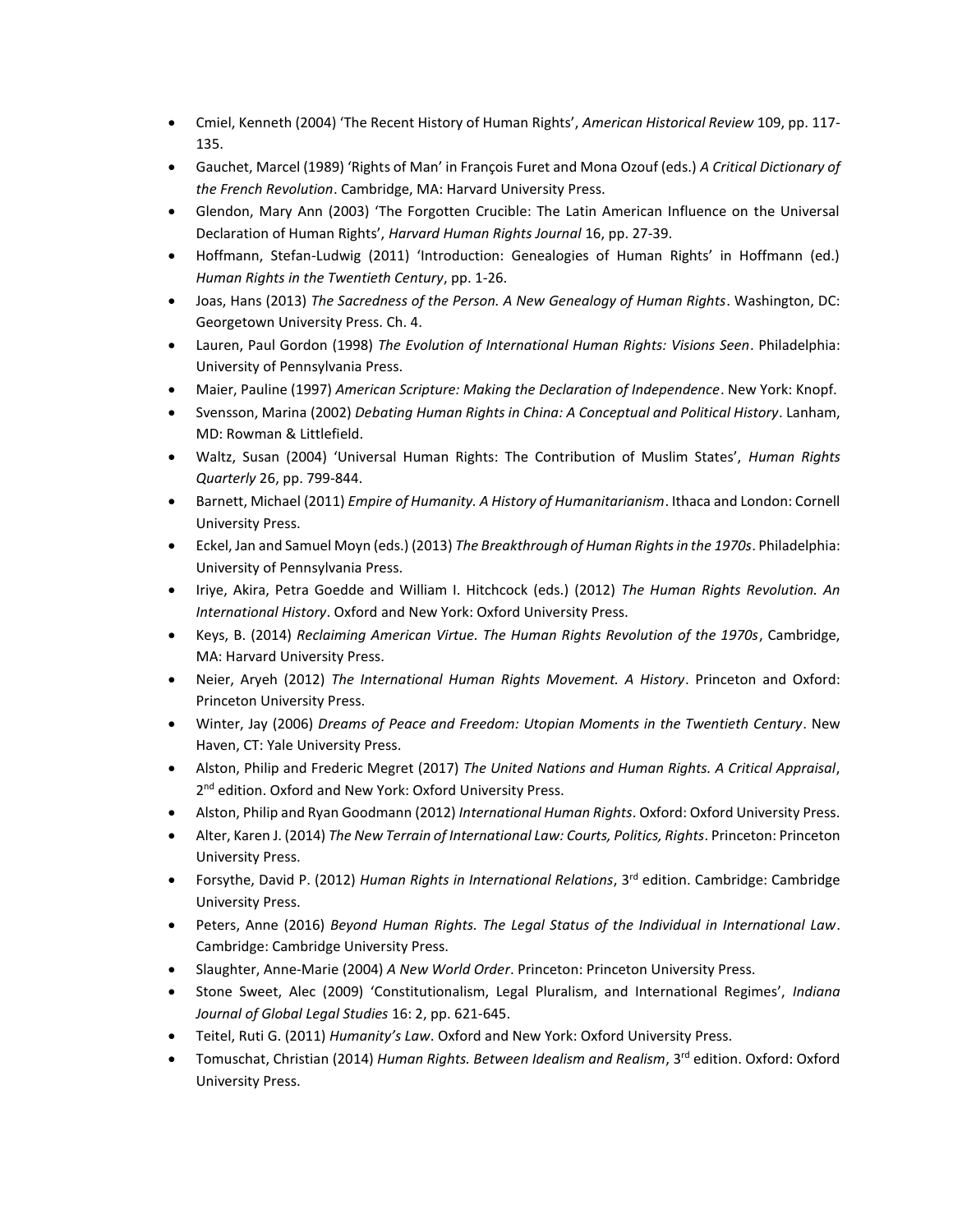- Cmiel, Kenneth (2004) 'The Recent History of Human Rights', *American Historical Review* 109, pp. 117-135.
- Gauchet, Marcel (1989) 'Rights of Man' in François Furet and Mona Ozouf (eds.) *A Critical Dictionary of the French Revolution*. Cambridge, MA: Harvard University Press.
- Glendon, Mary Ann (2003) 'The Forgotten Crucible: The Latin American Influence on the Universal Declaration of Human Rights', *Harvard Human Rights Journal* 16, pp. 27-39.
- Hoffmann, Stefan-Ludwig (2011) 'Introduction: Genealogies of Human Rights' in Hoffmann (ed.) *Human Rights in the Twentieth Century*, pp. 1-26.
- Joas, Hans (2013) *The Sacredness of the Person. A New Genealogy of Human Rights*. Washington, DC: Georgetown University Press. Ch. 4.
- Lauren, Paul Gordon (1998) *The Evolution of International Human Rights: Visions Seen*. Philadelphia: University of Pennsylvania Press.
- Maier, Pauline (1997) *American Scripture: Making the Declaration of Independence*. New York: Knopf.
- Svensson, Marina (2002) *Debating Human Rights in China: A Conceptual and Political History*. Lanham, MD: Rowman & Littlefield.
- Waltz, Susan (2004) 'Universal Human Rights: The Contribution of Muslim States', *Human Rights Quarterly* 26, pp. 799-844.
- Barnett, Michael (2011) *Empire of Humanity. A History of Humanitarianism*. Ithaca and London: Cornell University Press.
- Eckel, Jan and Samuel Moyn (eds.) (2013) *The Breakthrough of Human Rights in the 1970s*. Philadelphia: University of Pennsylvania Press.
- Iriye, Akira, Petra Goedde and William I. Hitchcock (eds.) (2012) *The Human Rights Revolution. An International History*. Oxford and New York: Oxford University Press.
- Keys, B. (2014) *Reclaiming American Virtue. The Human Rights Revolution of the 1970s*, Cambridge, MA: Harvard University Press.
- Neier, Aryeh (2012) *The International Human Rights Movement. A History*. Princeton and Oxford: Princeton University Press.
- Winter, Jay (2006) *Dreams of Peace and Freedom: Utopian Moments in the Twentieth Century*. New Haven, CT: Yale University Press.
- Alston, Philip and Frederic Megret (2017) *The United Nations and Human Rights. A Critical Appraisal*, 2nd edition. Oxford and New York: Oxford University Press.
- Alston, Philip and Ryan Goodmann (2012) *International Human Rights*. Oxford: Oxford University Press.
- Alter, Karen J. (2014) *The New Terrain of International Law: Courts, Politics, Rights*. Princeton: Princeton University Press.
- Forsythe, David P. (2012) *Human Rights in International Relations*, 3rd edition. Cambridge: Cambridge University Press.
- Peters, Anne (2016) *Beyond Human Rights. The Legal Status of the Individual in International Law*. Cambridge: Cambridge University Press.
- Slaughter, Anne-Marie (2004) *A New World Order*. Princeton: Princeton University Press.
- Stone Sweet, Alec (2009) 'Constitutionalism, Legal Pluralism, and International Regimes', *Indiana Journal of Global Legal Studies* 16: 2, pp. 621-645.
- Teitel, Ruti G. (2011) *Humanity's Law*. Oxford and New York: Oxford University Press.
- Tomuschat, Christian (2014) *Human Rights. Between Idealism and Realism*, 3rd edition. Oxford: Oxford University Press.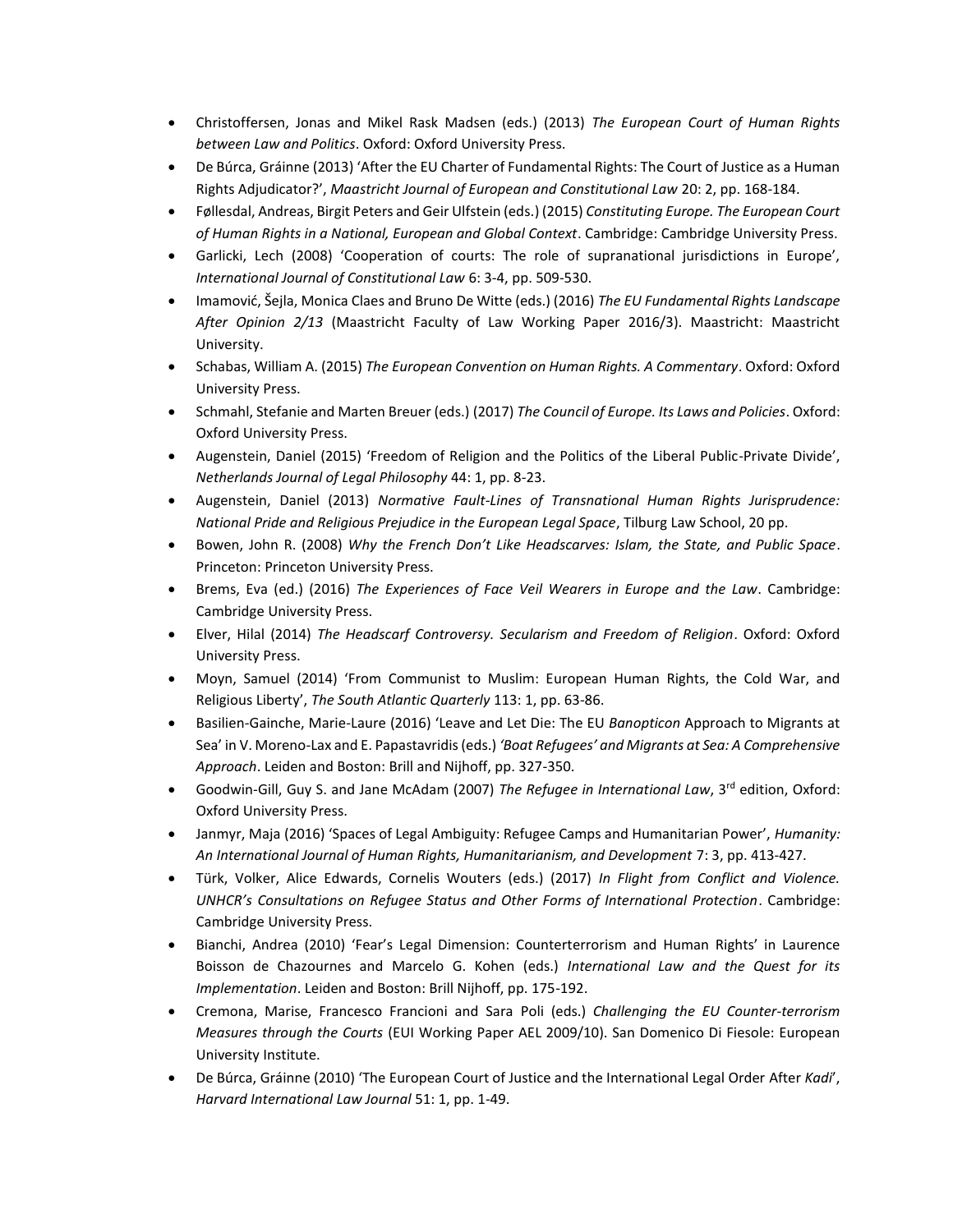- Christoffersen, Jonas and Mikel Rask Madsen (eds.) (2013) *The European Court of Human Rights between Law and Politics*. Oxford: Oxford University Press.
- De Búrca, Gráinne (2013) 'After the EU Charter of Fundamental Rights: The Court of Justice as a Human Rights Adjudicator?', *Maastricht Journal of European and Constitutional Law* 20: 2, pp. 168-184.
- Føllesdal, Andreas, Birgit Peters and Geir Ulfstein (eds.) (2015) *Constituting Europe. The European Court of Human Rights in a National, European and Global Context*. Cambridge: Cambridge University Press.
- Garlicki, Lech (2008) 'Cooperation of courts: The role of supranational jurisdictions in Europe', *International Journal of Constitutional Law* 6: 3-4, pp. 509-530.
- Imamović, Šejla, Monica Claes and Bruno De Witte (eds.) (2016) *The EU Fundamental Rights Landscape After Opinion 2/13* (Maastricht Faculty of Law Working Paper 2016/3). Maastricht: Maastricht University.
- Schabas, William A. (2015) *The European Convention on Human Rights. A Commentary*. Oxford: Oxford University Press.
- Schmahl, Stefanie and Marten Breuer (eds.) (2017) *The Council of Europe. Its Laws and Policies*. Oxford: Oxford University Press.
- Augenstein, Daniel (2015) 'Freedom of Religion and the Politics of the Liberal Public-Private Divide', *Netherlands Journal of Legal Philosophy* 44: 1, pp. 8-23.
- Augenstein, Daniel (2013) *Normative Fault-Lines of Transnational Human Rights Jurisprudence: National Pride and Religious Prejudice in the European Legal Space*, Tilburg Law School, 20 pp.
- Bowen, John R. (2008) *Why the French Don't Like Headscarves: Islam, the State, and Public Space*. Princeton: Princeton University Press.
- Brems, Eva (ed.) (2016) *The Experiences of Face Veil Wearers in Europe and the Law*. Cambridge: Cambridge University Press.
- Elver, Hilal (2014) *The Headscarf Controversy. Secularism and Freedom of Religion*. Oxford: Oxford University Press.
- Moyn, Samuel (2014) 'From Communist to Muslim: European Human Rights, the Cold War, and Religious Liberty', *The South Atlantic Quarterly* 113: 1, pp. 63-86.
- Basilien-Gainche, Marie-Laure (2016) 'Leave and Let Die: The EU *Banopticon* Approach to Migrants at Sea' in V. Moreno-Lax and E. Papastavridis (eds.) *'Boat Refugees' and Migrants at Sea: A Comprehensive Approach*. Leiden and Boston: Brill and Nijhoff, pp. 327-350.
- Goodwin-Gill, Guy S. and Jane McAdam (2007) *The Refugee in International Law*, 3rd edition, Oxford: Oxford University Press.
- Janmyr, Maja (2016) 'Spaces of Legal Ambiguity: Refugee Camps and Humanitarian Power', *Humanity: An International Journal of Human Rights, Humanitarianism, and Development* 7: 3, pp. 413-427.
- Türk, Volker, Alice Edwards, Cornelis Wouters (eds.) (2017) *In Flight from Conflict and Violence. UNHCR's Consultations on Refugee Status and Other Forms of International Protection*. Cambridge: Cambridge University Press.
- Bianchi, Andrea (2010) 'Fear's Legal Dimension: Counterterrorism and Human Rights' in Laurence Boisson de Chazournes and Marcelo G. Kohen (eds.) *International Law and the Quest for its Implementation*. Leiden and Boston: Brill Nijhoff, pp. 175-192.
- Cremona, Marise, Francesco Francioni and Sara Poli (eds.) *Challenging the EU Counter-terrorism Measures through the Courts* (EUI Working Paper AEL 2009/10). San Domenico Di Fiesole: European University Institute.
- De Búrca, Gráinne (2010) 'The European Court of Justice and the International Legal Order After *Kadi*', *Harvard International Law Journal* 51: 1, pp. 1-49.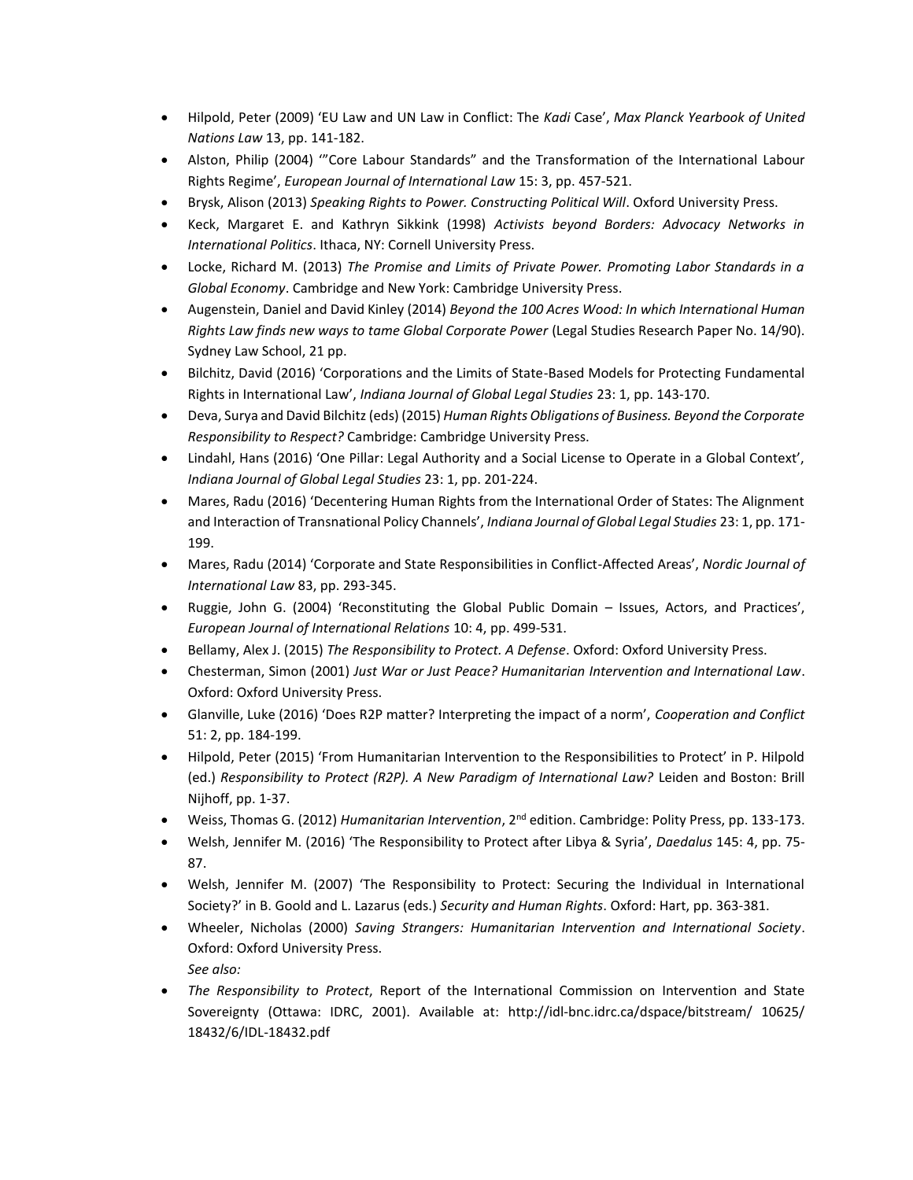- Hilpold, Peter (2009) 'EU Law and UN Law in Conflict: The *Kadi* Case', *Max Planck Yearbook of United Nations Law* 13, pp. 141-182.
- Alston, Philip (2004) '"Core Labour Standards" and the Transformation of the International Labour Rights Regime', *European Journal of International Law* 15: 3, pp. 457-521.
- Brysk, Alison (2013) *Speaking Rights to Power. Constructing Political Will*. Oxford University Press.
- Keck, Margaret E. and Kathryn Sikkink (1998) *Activists beyond Borders: Advocacy Networks in International Politics*. Ithaca, NY: Cornell University Press.
- Locke, Richard M. (2013) *The Promise and Limits of Private Power. Promoting Labor Standards in a Global Economy*. Cambridge and New York: Cambridge University Press.
- Augenstein, Daniel and David Kinley (2014) *Beyond the 100 Acres Wood: In which International Human Rights Law finds new ways to tame Global Corporate Power* (Legal Studies Research Paper No. 14/90). Sydney Law School, 21 pp.
- Bilchitz, David (2016) 'Corporations and the Limits of State-Based Models for Protecting Fundamental Rights in International Law', *Indiana Journal of Global Legal Studies* 23: 1, pp. 143-170.
- Deva, Surya and David Bilchitz (eds) (2015) *Human Rights Obligations of Business. Beyond the Corporate Responsibility to Respect?* Cambridge: Cambridge University Press.
- Lindahl, Hans (2016) 'One Pillar: Legal Authority and a Social License to Operate in a Global Context', *Indiana Journal of Global Legal Studies* 23: 1, pp. 201-224.
- Mares, Radu (2016) 'Decentering Human Rights from the International Order of States: The Alignment and Interaction of Transnational Policy Channels', *Indiana Journal of Global Legal Studies* 23: 1, pp. 171-199.
- Mares, Radu (2014) 'Corporate and State Responsibilities in Conflict-Affected Areas', *Nordic Journal of International Law* 83, pp. 293-345.
- Ruggie, John G. (2004) 'Reconstituting the Global Public Domain – Issues, Actors, and Practices', *European Journal of International Relations* 10: 4, pp. 499-531.
- Bellamy, Alex J. (2015) *The Responsibility to Protect. A Defense*. Oxford: Oxford University Press.
- Chesterman, Simon (2001) *Just War or Just Peace? Humanitarian Intervention and International Law*. Oxford: Oxford University Press.
- Glanville, Luke (2016) 'Does R2P matter? Interpreting the impact of a norm', *Cooperation and Conflict* 51: 2, pp. 184-199.
- Hilpold, Peter (2015) 'From Humanitarian Intervention to the Responsibilities to Protect' in P. Hilpold (ed.) *Responsibility to Protect (R2P). A New Paradigm of International Law?* Leiden and Boston: Brill Nijhoff, pp. 1-37.
- Weiss, Thomas G. (2012) *Humanitarian Intervention*, 2nd edition. Cambridge: Polity Press, pp. 133-173.
- Welsh, Jennifer M. (2016) 'The Responsibility to Protect after Libya & Syria', *Daedalus* 145: 4, pp. 75-87.
- Welsh, Jennifer M. (2007) 'The Responsibility to Protect: Securing the Individual in International Society?' in B. Goold and L. Lazarus (eds.) *Security and Human Rights*. Oxford: Hart, pp. 363-381.
- Wheeler, Nicholas (2000) *Saving Strangers: Humanitarian Intervention and International Society*. Oxford: Oxford University Press.

  *See also:*
- *The Responsibility to Protect*, Report of the International Commission on Intervention and State Sovereignty (Ottawa: IDRC, 2001). Available at: http://idl-bnc.idrc.ca/dspace/bitstream/ 10625/ 18432/6/IDL-18432.pdf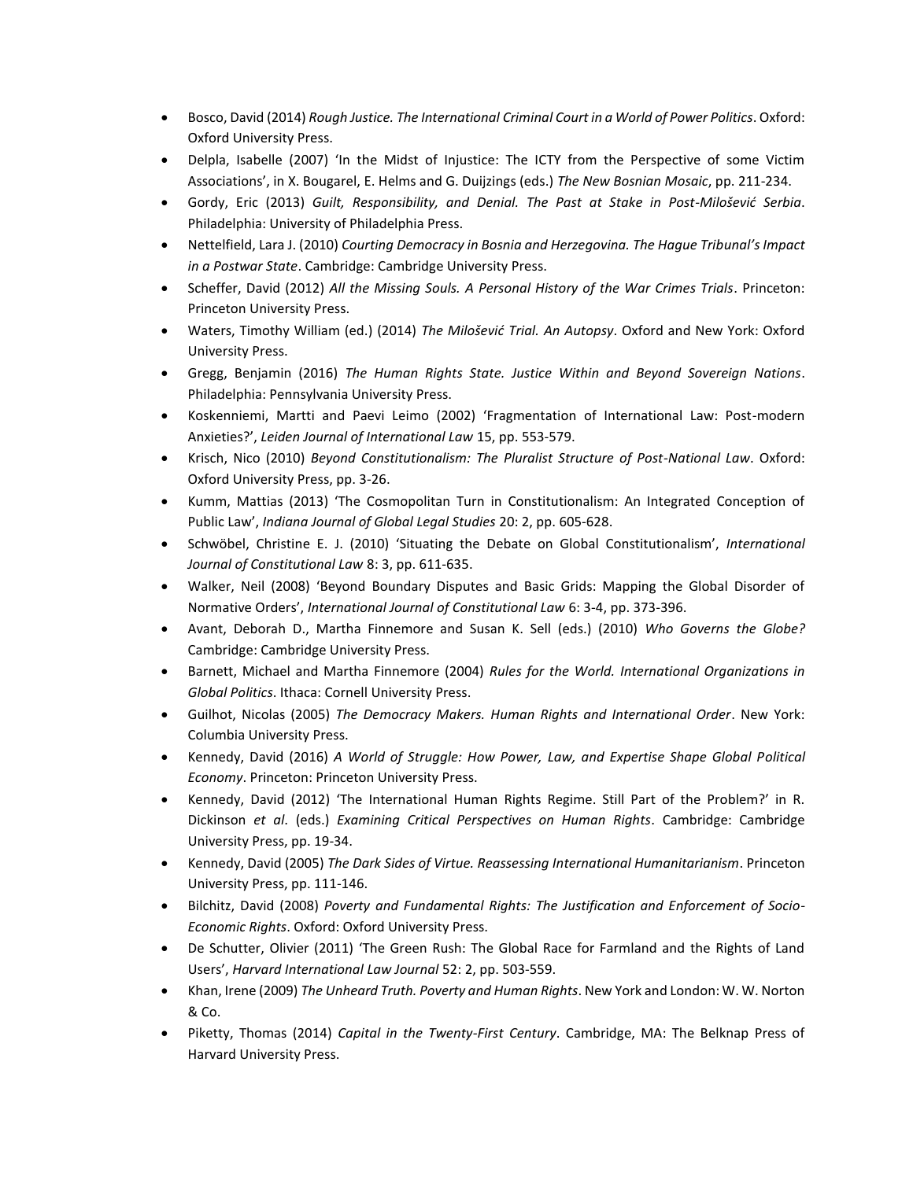- Bosco, David (2014) *Rough Justice. The International Criminal Court in a World of Power Politics*. Oxford: Oxford University Press.
- Delpla, Isabelle (2007) 'In the Midst of Injustice: The ICTY from the Perspective of some Victim Associations', in X. Bougarel, E. Helms and G. Duijzings (eds.) *The New Bosnian Mosaic*, pp. 211-234.
- Gordy, Eric (2013) *Guilt, Responsibility, and Denial. The Past at Stake in Post-Milošević Serbia*. Philadelphia: University of Philadelphia Press.
- Nettelfield, Lara J. (2010) *Courting Democracy in Bosnia and Herzegovina. The Hague Tribunal's Impact in a Postwar State*. Cambridge: Cambridge University Press.
- Scheffer, David (2012) *All the Missing Souls. A Personal History of the War Crimes Trials*. Princeton: Princeton University Press.
- Waters, Timothy William (ed.) (2014) *The Milošević Trial. An Autopsy*. Oxford and New York: Oxford University Press.
- Gregg, Benjamin (2016) *The Human Rights State. Justice Within and Beyond Sovereign Nations*. Philadelphia: Pennsylvania University Press.
- Koskenniemi, Martti and Paevi Leimo (2002) 'Fragmentation of International Law: Post-modern Anxieties?', *Leiden Journal of International Law* 15, pp. 553-579.
- Krisch, Nico (2010) *Beyond Constitutionalism: The Pluralist Structure of Post-National Law*. Oxford: Oxford University Press, pp. 3-26.
- Kumm, Mattias (2013) 'The Cosmopolitan Turn in Constitutionalism: An Integrated Conception of Public Law', *Indiana Journal of Global Legal Studies* 20: 2, pp. 605-628.
- Schwöbel, Christine E. J. (2010) 'Situating the Debate on Global Constitutionalism', *International Journal of Constitutional Law* 8: 3, pp. 611-635.
- Walker, Neil (2008) 'Beyond Boundary Disputes and Basic Grids: Mapping the Global Disorder of Normative Orders', *International Journal of Constitutional Law* 6: 3-4, pp. 373-396.
- Avant, Deborah D., Martha Finnemore and Susan K. Sell (eds.) (2010) *Who Governs the Globe?* Cambridge: Cambridge University Press.
- Barnett, Michael and Martha Finnemore (2004) *Rules for the World. International Organizations in Global Politics*. Ithaca: Cornell University Press.
- Guilhot, Nicolas (2005) *The Democracy Makers. Human Rights and International Order*. New York: Columbia University Press.
- Kennedy, David (2016) *A World of Struggle: How Power, Law, and Expertise Shape Global Political Economy*. Princeton: Princeton University Press.
- Kennedy, David (2012) 'The International Human Rights Regime. Still Part of the Problem?' in R. Dickinson *et al*. (eds.) *Examining Critical Perspectives on Human Rights*. Cambridge: Cambridge University Press, pp. 19-34.
- Kennedy, David (2005) *The Dark Sides of Virtue. Reassessing International Humanitarianism*. Princeton University Press, pp. 111-146.
- Bilchitz, David (2008) *Poverty and Fundamental Rights: The Justification and Enforcement of Socio-Economic Rights*. Oxford: Oxford University Press.
- De Schutter, Olivier (2011) 'The Green Rush: The Global Race for Farmland and the Rights of Land Users', *Harvard International Law Journal* 52: 2, pp. 503-559.
- Khan, Irene (2009) *The Unheard Truth. Poverty and Human Rights*. New York and London: W. W. Norton & Co.
- Piketty, Thomas (2014) *Capital in the Twenty-First Century*. Cambridge, MA: The Belknap Press of Harvard University Press.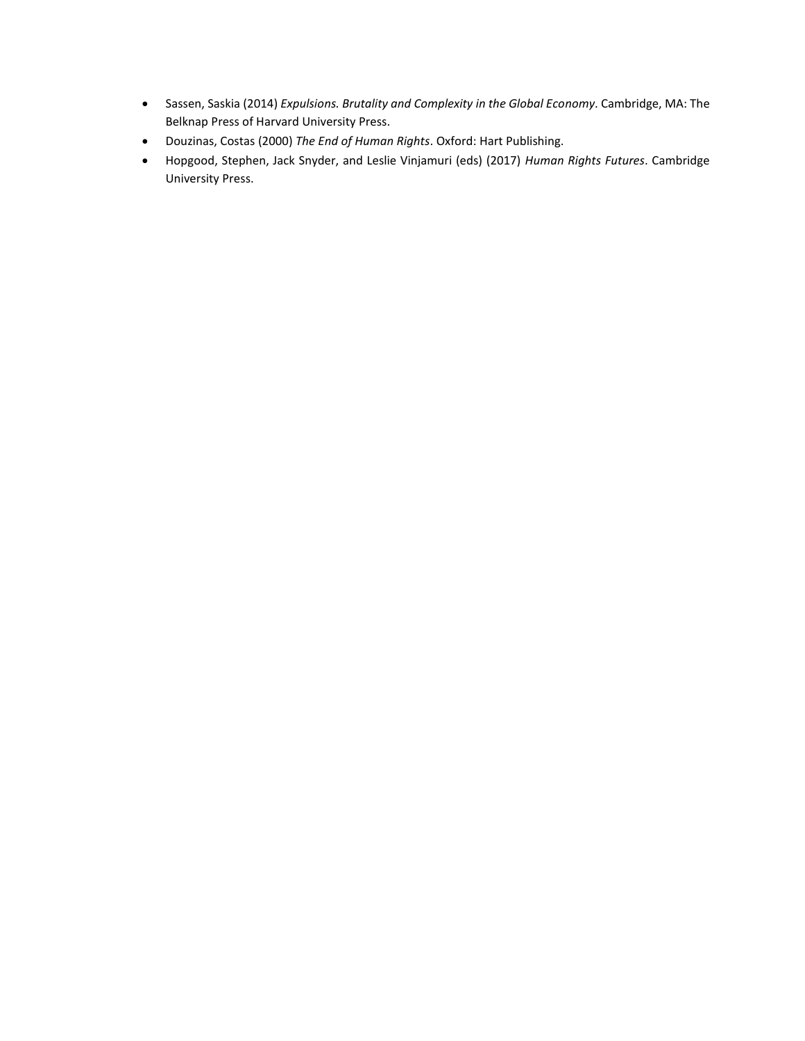- Sassen, Saskia (2014) *Expulsions. Brutality and Complexity in the Global Economy*. Cambridge, MA: The Belknap Press of Harvard University Press.
- Douzinas, Costas (2000) *The End of Human Rights*. Oxford: Hart Publishing.
- Hopgood, Stephen, Jack Snyder, and Leslie Vinjamuri (eds) (2017) *Human Rights Futures*. Cambridge University Press.